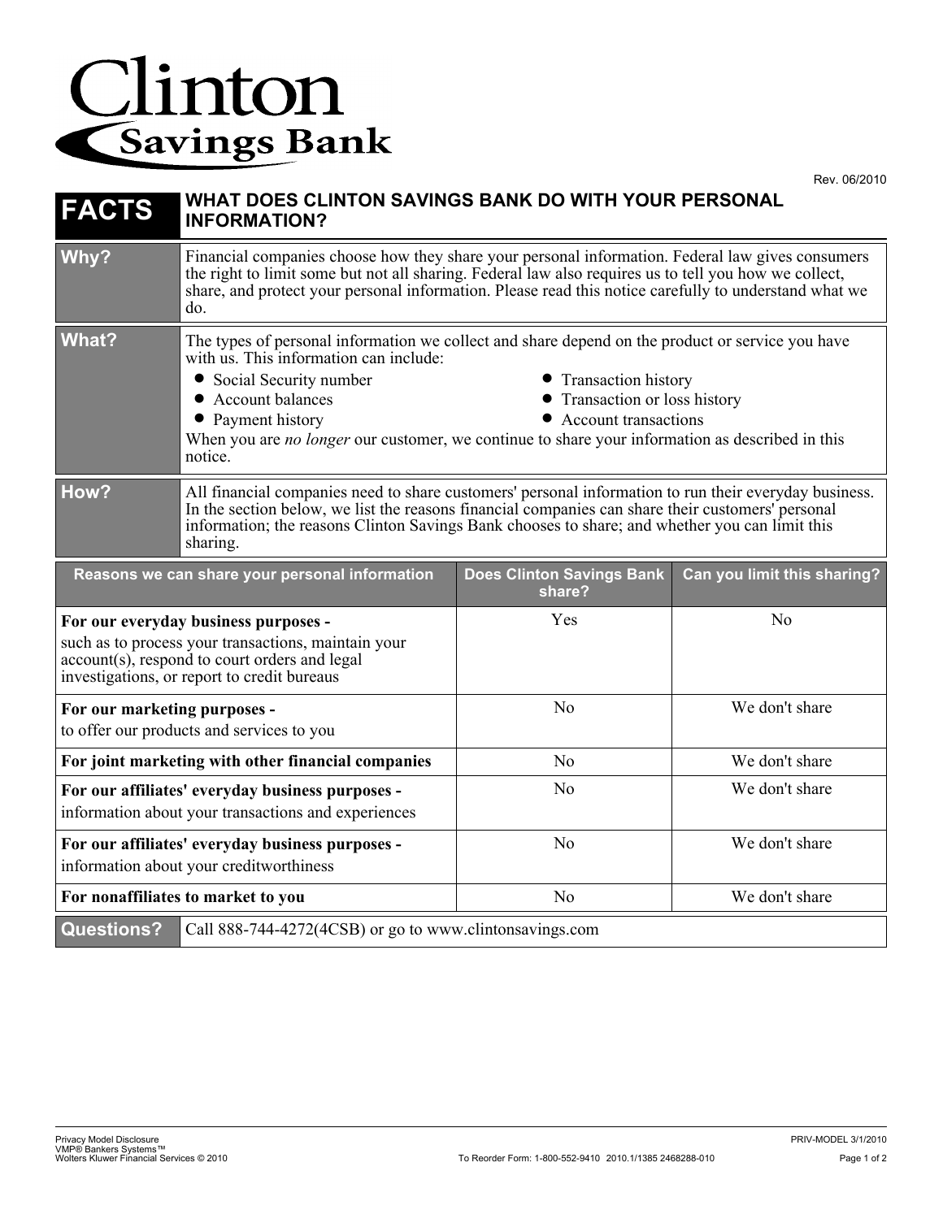# Clinton Savings Bank

Rev. 06/2010

| FACTS | WHAT DOES CLINTON SAVINGS BANK DO WITH YOUR PERSONAL INFORMATION? |
|---|---|
| **Why?** | Financial companies choose how they share your personal information. Federal law gives consumers the right to limit some but not all sharing. Federal law also requires us to tell you how we collect, share, and protect your personal information. Please read this notice carefully to understand what we do. |
| **What?** | The types of personal information we collect and share depend on the product or service you have with us. This information can include: <br>• Social Security number <br>• Account balances <br>• Payment history <br>• Transaction history <br>• Transaction or loss history <br>• Account transactions <br>When you are *no longer* our customer, we continue to share your information as described in this notice. |
| **How?** | All financial companies need to share customers' personal information to run their everyday business. In the section below, we list the reasons financial companies can share their customers' personal information; the reasons Clinton Savings Bank chooses to share; and whether you can limit this sharing. |

| Reasons we can share your personal information | Does Clinton Savings Bank share? | Can you limit this sharing? |
|---|---|---|
| **For our everyday business purposes -** such as to process your transactions, maintain your account(s), respond to court orders and legal investigations, or report to credit bureaus | Yes | No |
| **For our marketing purposes -** to offer our products and services to you | No | We don't share |
| **For joint marketing with other financial companies** | No | We don't share |
| **For our affiliates' everyday business purposes -** information about your transactions and experiences | No | We don't share |
| **For our affiliates' everyday business purposes -** information about your creditworthiness | No | We don't share |
| **For nonaffiliates to market to you** | No | We don't share |

| Questions? | Call 888-744-4272(4CSB) or go to www.clintonsavings.com |
|---|---|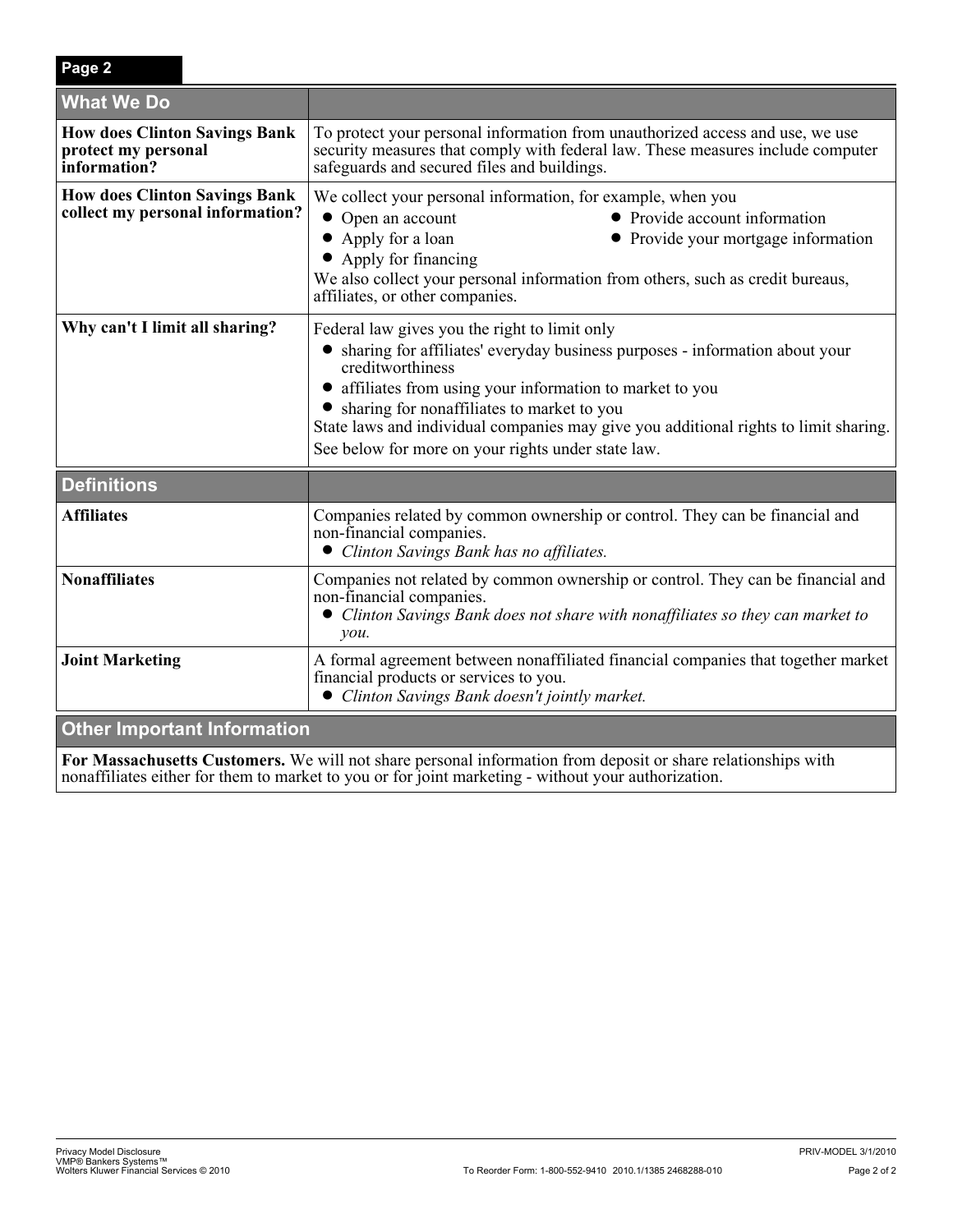## Page 2

| What We Do | |
|---|---|
| **How does Clinton Savings Bank protect my personal information?** | To protect your personal information from unauthorized access and use, we use security measures that comply with federal law. These measures include computer safeguards and secured files and buildings. |
| **How does Clinton Savings Bank collect my personal information?** | We collect your personal information, for example, when you<br>• Open an account<br>• Apply for a loan<br>• Apply for financing<br>• Provide account information<br>• Provide your mortgage information<br>We also collect your personal information from others, such as credit bureaus, affiliates, or other companies. |
| **Why can't I limit all sharing?** | Federal law gives you the right to limit only<br>• sharing for affiliates' everyday business purposes - information about your creditworthiness<br>• affiliates from using your information to market to you<br>• sharing for nonaffiliates to market to you<br>State laws and individual companies may give you additional rights to limit sharing. See below for more on your rights under state law. |

| Definitions | |
|---|---|
| **Affiliates** | Companies related by common ownership or control. They can be financial and non-financial companies.<br>• *Clinton Savings Bank has no affiliates.* |
| **Nonaffiliates** | Companies not related by common ownership or control. They can be financial and non-financial companies.<br>• *Clinton Savings Bank does not share with nonaffiliates so they can market to you.* |
| **Joint Marketing** | A formal agreement between nonaffiliated financial companies that together market financial products or services to you.<br>• *Clinton Savings Bank doesn't jointly market.* |

## Other Important Information

**For Massachusetts Customers.** We will not share personal information from deposit or share relationships with nonaffiliates either for them to market to you or for joint marketing - without your authorization.

Privacy Model Disclosure
VMP® Bankers Systems™
Wolters Kluwer Financial Services © 2010

To Reorder Form: 1-800-552-9410 2010.1/1385 2468288-010

PRIV-MODEL 3/1/2010